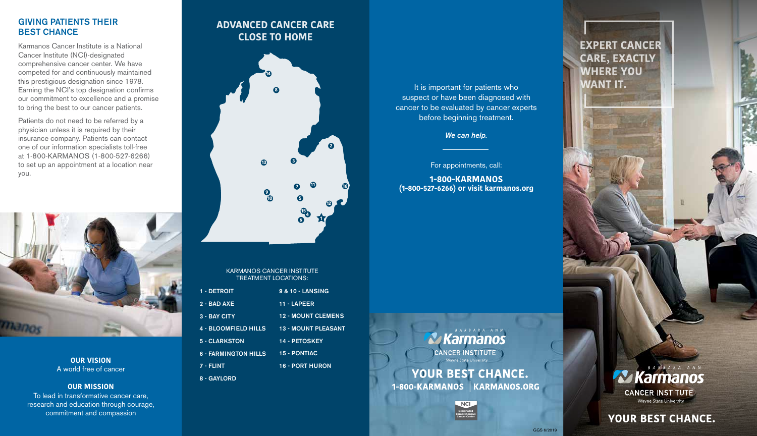## GIVING PATIENTS THEIR BEST CHANCE

Karmanos Cancer Institute is a National Cancer Institute (NCI)-designated comprehensive cancer center. We have competed for and continuously maintained this prestigious designation since 1978. Earning the NCI's top designation confirms our commitment to excellence and a promise to bring the best to our cancer patients.

Patients do not need to be referred by a physician unless it is required by their insurance company. Patients can contact one of our information specialists toll-free at 1-800-KARMANOS (1-800-527-6266) to set up an appointment at a location near you.

**OUR VISION**
A world free of cancer

**OUR MISSION**
To lead in transformative cancer care, research and education through courage, commitment and compassion

## ADVANCED CANCER CARE CLOSE TO HOME

KARMANOS CANCER INSTITUTE TREATMENT LOCATIONS:

- 1 - DETROIT
- 2 - BAD AXE
- 3 - BAY CITY
- 4 - BLOOMFIELD HILLS
- 5 - CLARKSTON
- 6 - FARMINGTON HILLS
- 7 - FLINT
- 8 - GAYLORD
- 9 & 10 - LANSING
- 11 - LAPEER
- 12 - MOUNT CLEMENS
- 13 - MOUNT PLEASANT
- 14 - PETOSKEY
- 15 - PONTIAC
- 16 - PORT HURON

It is important for patients who suspect or have been diagnosed with cancer to be evaluated by cancer experts before beginning treatment.

***We can help.***

For appointments, call:

**1-800-KARMANOS (1-800-527-6266) or visit karmanos.org**

BARBARA ANN Karmanos CANCER INSTITUTE
Wayne State University

**YOUR BEST CHANCE.**
**1-800-KARMANOS | KARMANOS.ORG**

NCI Designated Comprehensive Cancer Center

GGS 6/2019

## EXPERT CANCER CARE, EXACTLY WHERE YOU WANT IT.

BARBARA ANN Karmanos CANCER INSTITUTE
Wayne State University

**YOUR BEST CHANCE.**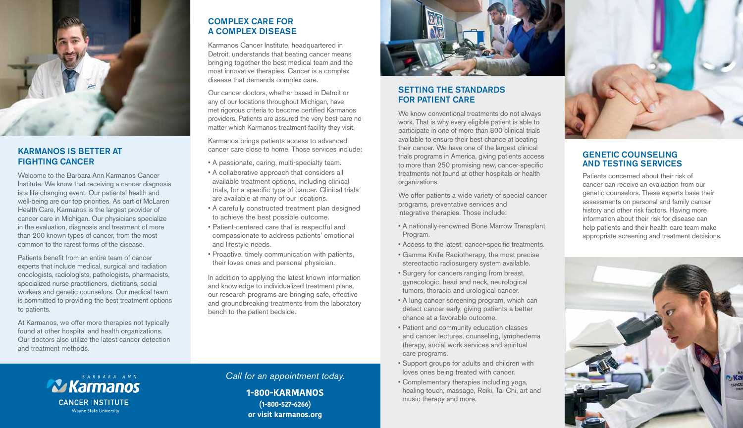## KARMANOS IS BETTER AT FIGHTING CANCER

Welcome to the Barbara Ann Karmanos Cancer Institute. We know that receiving a cancer diagnosis is a life-changing event. Our patients' health and well-being are our top priorities. As part of McLaren Health Care, Karmanos is the largest provider of cancer care in Michigan. Our physicians specialize in the evaluation, diagnosis and treatment of more than 200 known types of cancer, from the most common to the rarest forms of the disease.

Patients benefit from an entire team of cancer experts that include medical, surgical and radiation oncologists, radiologists, pathologists, pharmacists, specialized nurse practitioners, dietitians, social workers and genetic counselors. Our medical team is committed to providing the best treatment options to patients.

At Karmanos, we offer more therapies not typically found at other hospital and health organizations. Our doctors also utilize the latest cancer detection and treatment methods.

BARBARA ANN
Karmanos
CANCER INSTITUTE
Wayne State University

## COMPLEX CARE FOR A COMPLEX DISEASE

Karmanos Cancer Institute, headquartered in Detroit, understands that beating cancer means bringing together the best medical team and the most innovative therapies. Cancer is a complex disease that demands complex care.

Our cancer doctors, whether based in Detroit or any of our locations throughout Michigan, have met rigorous criteria to become certified Karmanos providers. Patients are assured the very best care no matter which Karmanos treatment facility they visit.

Karmanos brings patients access to advanced cancer care close to home. Those services include:

- A passionate, caring, multi-specialty team.
- A collaborative approach that considers all available treatment options, including clinical trials, for a specific type of cancer. Clinical trials are available at many of our locations.
- A carefully constructed treatment plan designed to achieve the best possible outcome.
- Patient-centered care that is respectful and compassionate to address patients' emotional and lifestyle needs.
- Proactive, timely communication with patients, their loves ones and personal physician.

In addition to applying the latest known information and knowledge to individualized treatment plans, our research programs are bringing safe, effective and groundbreaking treatments from the laboratory bench to the patient bedside.

*Call for an appointment today.*

**1-800-KARMANOS**
**(1-800-527-6266)**
**or visit karmanos.org**

## SETTING THE STANDARDS FOR PATIENT CARE

We know conventional treatments do not always work. That is why every eligible patient is able to participate in one of more than 800 clinical trials available to ensure their best chance at beating their cancer. We have one of the largest clinical trials programs in America, giving patients access to more than 250 promising new, cancer-specific treatments not found at other hospitals or health organizations.

We offer patients a wide variety of special cancer programs, preventative services and integrative therapies. Those include:

- A nationally-renowned Bone Marrow Transplant Program.
- Access to the latest, cancer-specific treatments.
- Gamma Knife Radiotherapy, the most precise stereotactic radiosurgery system available.
- Surgery for cancers ranging from breast, gynecologic, head and neck, neurological tumors, thoracic and urological cancer.
- A lung cancer screening program, which can detect cancer early, giving patients a better chance at a favorable outcome.
- Patient and community education classes and cancer lectures, counseling, lymphedema therapy, social work services and spiritual care programs.
- Support groups for adults and children with loves ones being treated with cancer.
- Complementary therapies including yoga, healing touch, massage, Reiki, Tai Chi, art and music therapy and more.

## GENETIC COUNSELING AND TESTING SERVICES

Patients concerned about their risk of cancer can receive an evaluation from our genetic counselors. These experts base their assessments on personal and family cancer history and other risk factors. Having more information about their risk for disease can help patients and their health care team make appropriate screening and treatment decisions.